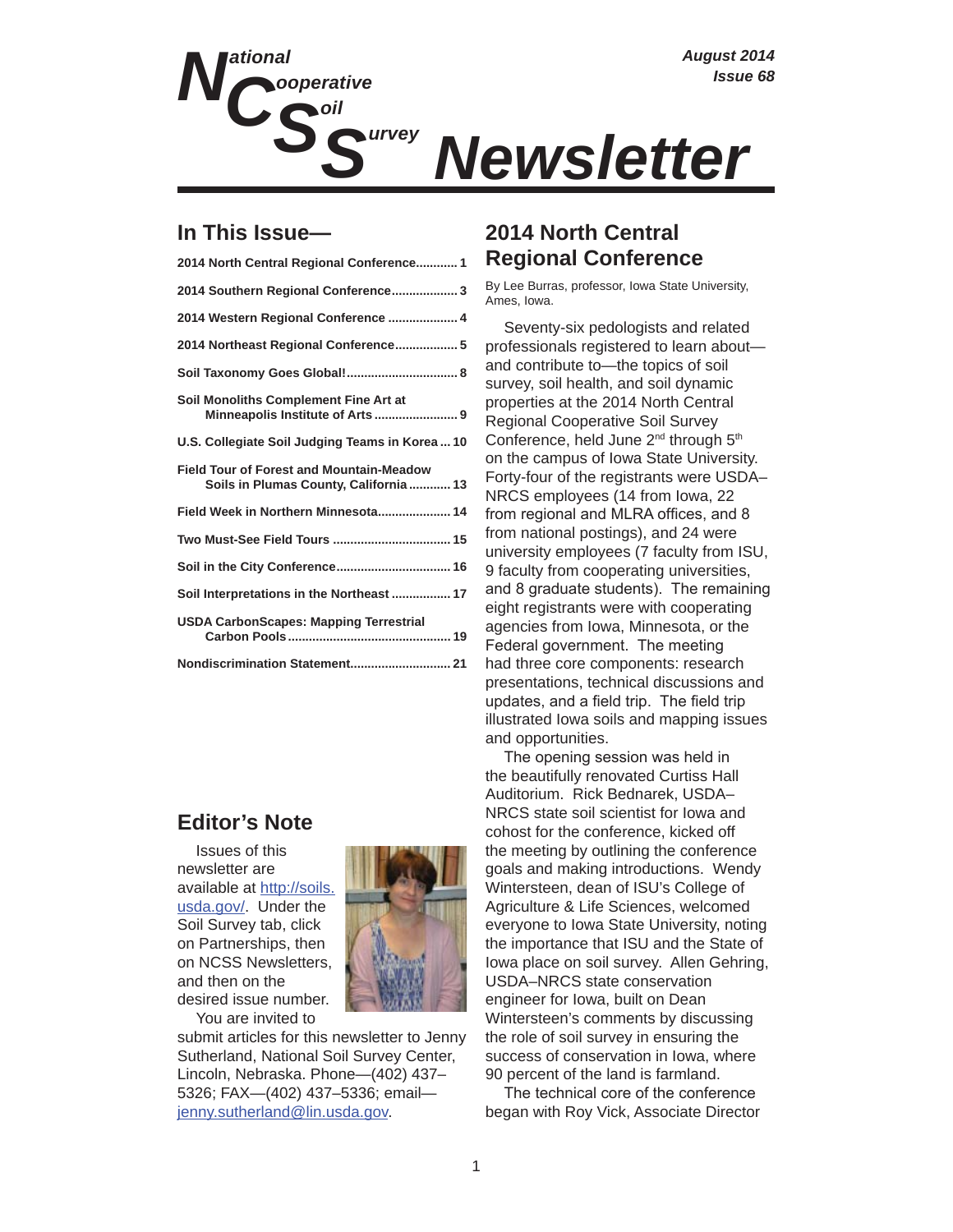# National Cooperative Soil Survey Newsletter

*August 2014*
*Issue 68*

## In This Issue—

- 2014 North Central Regional Conference........... 1
- 2014 Southern Regional Conference.................. 3
- 2014 Western Regional Conference ................... 4
- 2014 Northeast Regional Conference................. 5
- Soil Taxonomy Goes Global!............................... 8
- Soil Monoliths Complement Fine Art at Minneapolis Institute of Arts ....................... 9
- U.S. Collegiate Soil Judging Teams in Korea ... 10
- Field Tour of Forest and Mountain-Meadow Soils in Plumas County, California ........... 13
- Field Week in Northern Minnesota.................... 14
- Two Must-See Field Tours ................................. 15
- Soil in the City Conference................................ 16
- Soil Interpretations in the Northeast ................ 17
- USDA CarbonScapes: Mapping Terrestrial Carbon Pools............................................. 19
- Nondiscrimination Statement............................ 21

## Editor's Note

Issues of this newsletter are available at http://soils.usda.gov/. Under the Soil Survey tab, click on Partnerships, then on NCSS Newsletters, and then on the desired issue number.

You are invited to submit articles for this newsletter to Jenny Sutherland, National Soil Survey Center, Lincoln, Nebraska. Phone—(402) 437–5326; FAX—(402) 437–5336; email—jenny.sutherland@lin.usda.gov.

## 2014 North Central Regional Conference

By Lee Burras, professor, Iowa State University, Ames, Iowa.

Seventy-six pedologists and related professionals registered to learn about—and contribute to—the topics of soil survey, soil health, and soil dynamic properties at the 2014 North Central Regional Cooperative Soil Survey Conference, held June 2nd through 5th on the campus of Iowa State University. Forty-four of the registrants were USDA–NRCS employees (14 from Iowa, 22 from regional and MLRA offices, and 8 from national postings), and 24 were university employees (7 faculty from ISU, 9 faculty from cooperating universities, and 8 graduate students). The remaining eight registrants were with cooperating agencies from Iowa, Minnesota, or the Federal government. The meeting had three core components: research presentations, technical discussions and updates, and a field trip. The field trip illustrated Iowa soils and mapping issues and opportunities.

The opening session was held in the beautifully renovated Curtiss Hall Auditorium. Rick Bednarek, USDA–NRCS state soil scientist for Iowa and cohost for the conference, kicked off the meeting by outlining the conference goals and making introductions. Wendy Wintersteen, dean of ISU's College of Agriculture & Life Sciences, welcomed everyone to Iowa State University, noting the importance that ISU and the State of Iowa place on soil survey. Allen Gehring, USDA–NRCS state conservation engineer for Iowa, built on Dean Wintersteen's comments by discussing the role of soil survey in ensuring the success of conservation in Iowa, where 90 percent of the land is farmland.

The technical core of the conference began with Roy Vick, Associate Director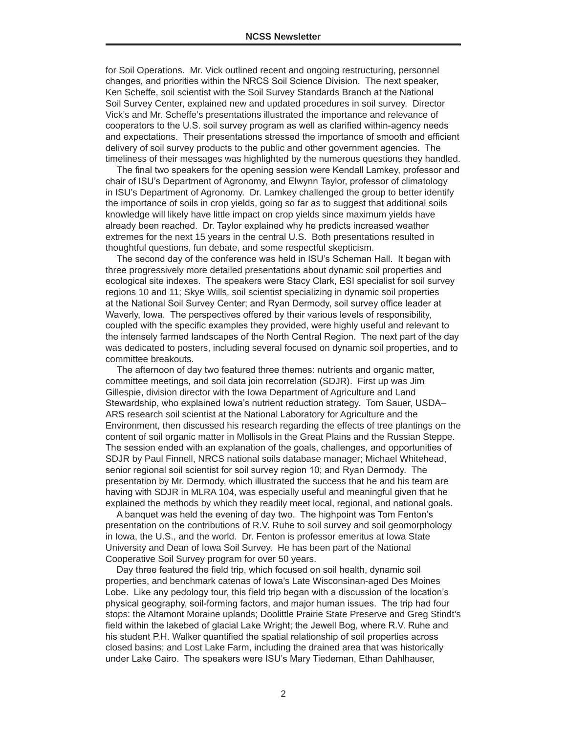for Soil Operations. Mr. Vick outlined recent and ongoing restructuring, personnel changes, and priorities within the NRCS Soil Science Division. The next speaker, Ken Scheffe, soil scientist with the Soil Survey Standards Branch at the National Soil Survey Center, explained new and updated procedures in soil survey. Director Vick's and Mr. Scheffe's presentations illustrated the importance and relevance of cooperators to the U.S. soil survey program as well as clarified within-agency needs and expectations. Their presentations stressed the importance of smooth and efficient delivery of soil survey products to the public and other government agencies. The timeliness of their messages was highlighted by the numerous questions they handled.

The final two speakers for the opening session were Kendall Lamkey, professor and chair of ISU's Department of Agronomy, and Elwynn Taylor, professor of climatology in ISU's Department of Agronomy. Dr. Lamkey challenged the group to better identify the importance of soils in crop yields, going so far as to suggest that additional soils knowledge will likely have little impact on crop yields since maximum yields have already been reached. Dr. Taylor explained why he predicts increased weather extremes for the next 15 years in the central U.S. Both presentations resulted in thoughtful questions, fun debate, and some respectful skepticism.

The second day of the conference was held in ISU's Scheman Hall. It began with three progressively more detailed presentations about dynamic soil properties and ecological site indexes. The speakers were Stacy Clark, ESI specialist for soil survey regions 10 and 11; Skye Wills, soil scientist specializing in dynamic soil properties at the National Soil Survey Center; and Ryan Dermody, soil survey office leader at Waverly, Iowa. The perspectives offered by their various levels of responsibility, coupled with the specific examples they provided, were highly useful and relevant to the intensely farmed landscapes of the North Central Region. The next part of the day was dedicated to posters, including several focused on dynamic soil properties, and to committee breakouts.

The afternoon of day two featured three themes: nutrients and organic matter, committee meetings, and soil data join recorrelation (SDJR). First up was Jim Gillespie, division director with the Iowa Department of Agriculture and Land Stewardship, who explained Iowa's nutrient reduction strategy. Tom Sauer, USDA–ARS research soil scientist at the National Laboratory for Agriculture and the Environment, then discussed his research regarding the effects of tree plantings on the content of soil organic matter in Mollisols in the Great Plains and the Russian Steppe. The session ended with an explanation of the goals, challenges, and opportunities of SDJR by Paul Finnell, NRCS national soils database manager; Michael Whitehead, senior regional soil scientist for soil survey region 10; and Ryan Dermody. The presentation by Mr. Dermody, which illustrated the success that he and his team are having with SDJR in MLRA 104, was especially useful and meaningful given that he explained the methods by which they readily meet local, regional, and national goals.

A banquet was held the evening of day two. The highpoint was Tom Fenton's presentation on the contributions of R.V. Ruhe to soil survey and soil geomorphology in Iowa, the U.S., and the world. Dr. Fenton is professor emeritus at Iowa State University and Dean of Iowa Soil Survey. He has been part of the National Cooperative Soil Survey program for over 50 years.

Day three featured the field trip, which focused on soil health, dynamic soil properties, and benchmark catenas of Iowa's Late Wisconsinan-aged Des Moines Lobe. Like any pedology tour, this field trip began with a discussion of the location's physical geography, soil-forming factors, and major human issues. The trip had four stops: the Altamont Moraine uplands; Doolittle Prairie State Preserve and Greg Stindt's field within the lakebed of glacial Lake Wright; the Jewell Bog, where R.V. Ruhe and his student P.H. Walker quantified the spatial relationship of soil properties across closed basins; and Lost Lake Farm, including the drained area that was historically under Lake Cairo. The speakers were ISU's Mary Tiedeman, Ethan Dahlhauser,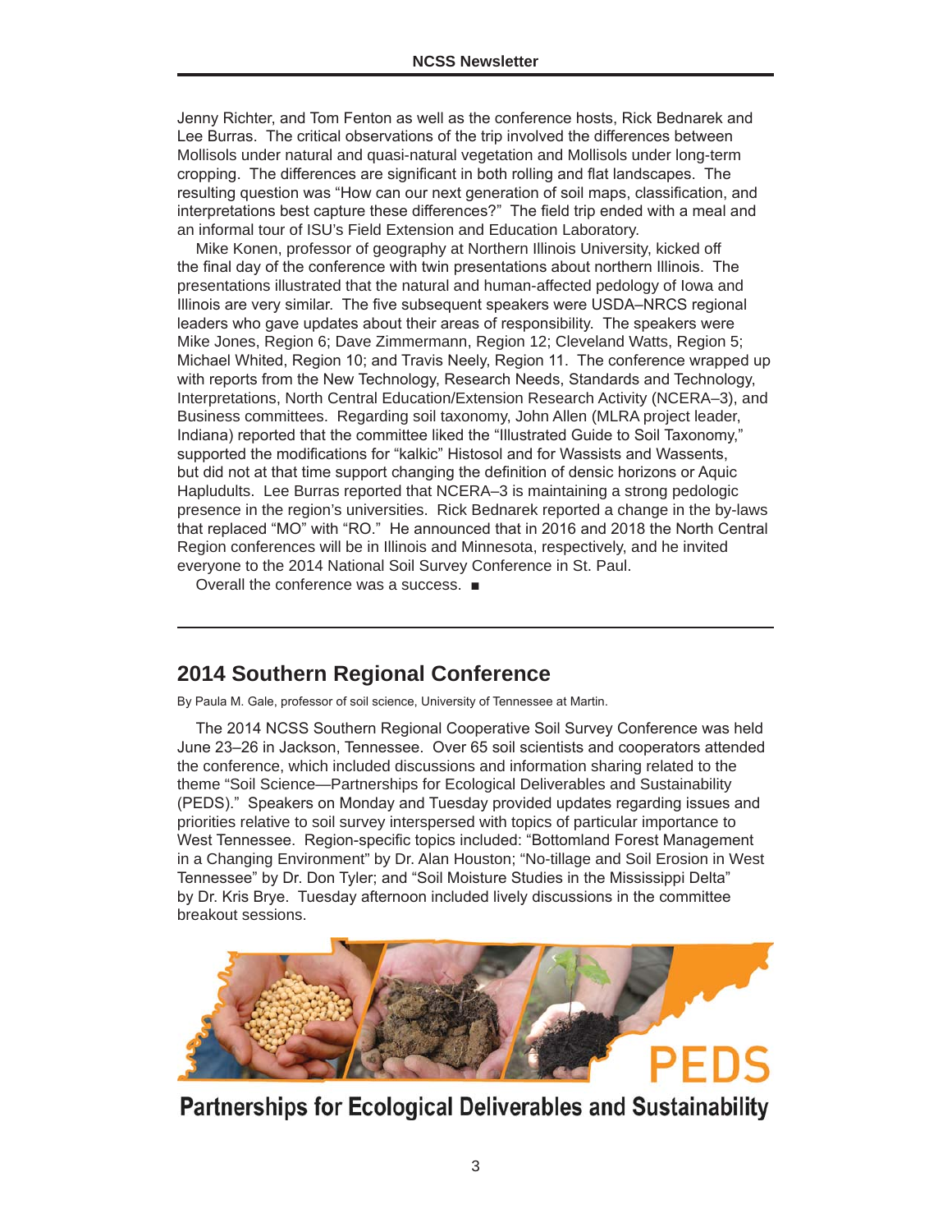Jenny Richter, and Tom Fenton as well as the conference hosts, Rick Bednarek and Lee Burras. The critical observations of the trip involved the differences between Mollisols under natural and quasi-natural vegetation and Mollisols under long-term cropping. The differences are significant in both rolling and flat landscapes. The resulting question was "How can our next generation of soil maps, classification, and interpretations best capture these differences?" The field trip ended with a meal and an informal tour of ISU's Field Extension and Education Laboratory.

Mike Konen, professor of geography at Northern Illinois University, kicked off the final day of the conference with twin presentations about northern Illinois. The presentations illustrated that the natural and human-affected pedology of Iowa and Illinois are very similar. The five subsequent speakers were USDA–NRCS regional leaders who gave updates about their areas of responsibility. The speakers were Mike Jones, Region 6; Dave Zimmermann, Region 12; Cleveland Watts, Region 5; Michael Whited, Region 10; and Travis Neely, Region 11. The conference wrapped up with reports from the New Technology, Research Needs, Standards and Technology, Interpretations, North Central Education/Extension Research Activity (NCERA–3), and Business committees. Regarding soil taxonomy, John Allen (MLRA project leader, Indiana) reported that the committee liked the "Illustrated Guide to Soil Taxonomy," supported the modifications for "kalkic" Histosol and for Wassists and Wassents, but did not at that time support changing the definition of densic horizons or Aquic Hapludults. Lee Burras reported that NCERA–3 is maintaining a strong pedologic presence in the region's universities. Rick Bednarek reported a change in the by-laws that replaced "MO" with "RO." He announced that in 2016 and 2018 the North Central Region conferences will be in Illinois and Minnesota, respectively, and he invited everyone to the 2014 National Soil Survey Conference in St. Paul.

Overall the conference was a success. ■

## 2014 Southern Regional Conference

By Paula M. Gale, professor of soil science, University of Tennessee at Martin.

The 2014 NCSS Southern Regional Cooperative Soil Survey Conference was held June 23–26 in Jackson, Tennessee. Over 65 soil scientists and cooperators attended the conference, which included discussions and information sharing related to the theme "Soil Science—Partnerships for Ecological Deliverables and Sustainability (PEDS)." Speakers on Monday and Tuesday provided updates regarding issues and priorities relative to soil survey interspersed with topics of particular importance to West Tennessee. Region-specific topics included: "Bottomland Forest Management in a Changing Environment" by Dr. Alan Houston; "No-tillage and Soil Erosion in West Tennessee" by Dr. Don Tyler; and "Soil Moisture Studies in the Mississippi Delta" by Dr. Kris Brye. Tuesday afternoon included lively discussions in the committee breakout sessions.

PEDS

Partnerships for Ecological Deliverables and Sustainability